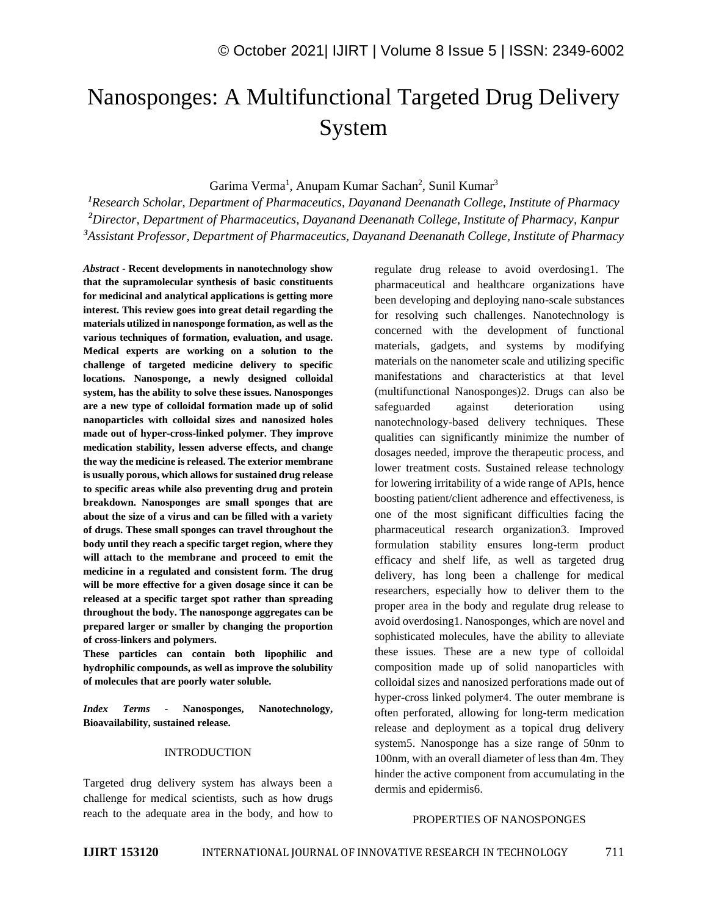# Nanosponges: A Multifunctional Targeted Drug Delivery System

Garima Verma[1], Anupam Kumar Sachan[2], Sunil Kumar[3]

[1]*Research Scholar, Department of Pharmaceutics, Dayanand Deenanath College, Institute of Pharmacy*
[2]*Director, Department of Pharmaceutics, Dayanand Deenanath College, Institute of Pharmacy, Kanpur*
[3]*Assistant Professor, Department of Pharmaceutics, Dayanand Deenanath College, Institute of Pharmacy*

***Abstract* - Recent developments in nanotechnology show that the supramolecular synthesis of basic constituents for medicinal and analytical applications is getting more interest. This review goes into great detail regarding the materials utilized in nanosponge formation, as well as the various techniques of formation, evaluation, and usage. Medical experts are working on a solution to the challenge of targeted medicine delivery to specific locations. Nanosponge, a newly designed colloidal system, has the ability to solve these issues. Nanosponges are a new type of colloidal formation made up of solid nanoparticles with colloidal sizes and nanosized holes made out of hyper-cross-linked polymer. They improve medication stability, lessen adverse effects, and change the way the medicine is released. The exterior membrane is usually porous, which allows for sustained drug release to specific areas while also preventing drug and protein breakdown. Nanosponges are small sponges that are about the size of a virus and can be filled with a variety of drugs. These small sponges can travel throughout the body until they reach a specific target region, where they will attach to the membrane and proceed to emit the medicine in a regulated and consistent form. The drug will be more effective for a given dosage since it can be released at a specific target spot rather than spreading throughout the body. The nanosponge aggregates can be prepared larger or smaller by changing the proportion of cross-linkers and polymers.**

**These particles can contain both lipophilic and hydrophilic compounds, as well as improve the solubility of molecules that are poorly water soluble.**

***Index Terms* - Nanosponges, Nanotechnology, Bioavailability, sustained release.**

## INTRODUCTION

Targeted drug delivery system has always been a challenge for medical scientists, such as how drugs reach to the adequate area in the body, and how to regulate drug release to avoid overdosing1. The pharmaceutical and healthcare organizations have been developing and deploying nano-scale substances for resolving such challenges. Nanotechnology is concerned with the development of functional materials, gadgets, and systems by modifying materials on the nanometer scale and utilizing specific manifestations and characteristics at that level (multifunctional Nanosponges)2. Drugs can also be safeguarded against deterioration using nanotechnology-based delivery techniques. These qualities can significantly minimize the number of dosages needed, improve the therapeutic process, and lower treatment costs. Sustained release technology for lowering irritability of a wide range of APIs, hence boosting patient/client adherence and effectiveness, is one of the most significant difficulties facing the pharmaceutical research organization3. Improved formulation stability ensures long-term product efficacy and shelf life, as well as targeted drug delivery, has long been a challenge for medical researchers, especially how to deliver them to the proper area in the body and regulate drug release to avoid overdosing1. Nanosponges, which are novel and sophisticated molecules, have the ability to alleviate these issues. These are a new type of colloidal composition made up of solid nanoparticles with colloidal sizes and nanosized perforations made out of hyper-cross linked polymer4. The outer membrane is often perforated, allowing for long-term medication release and deployment as a topical drug delivery system5. Nanosponge has a size range of 50nm to 100nm, with an overall diameter of less than 4m. They hinder the active component from accumulating in the dermis and epidermis6.

## PROPERTIES OF NANOSPONGES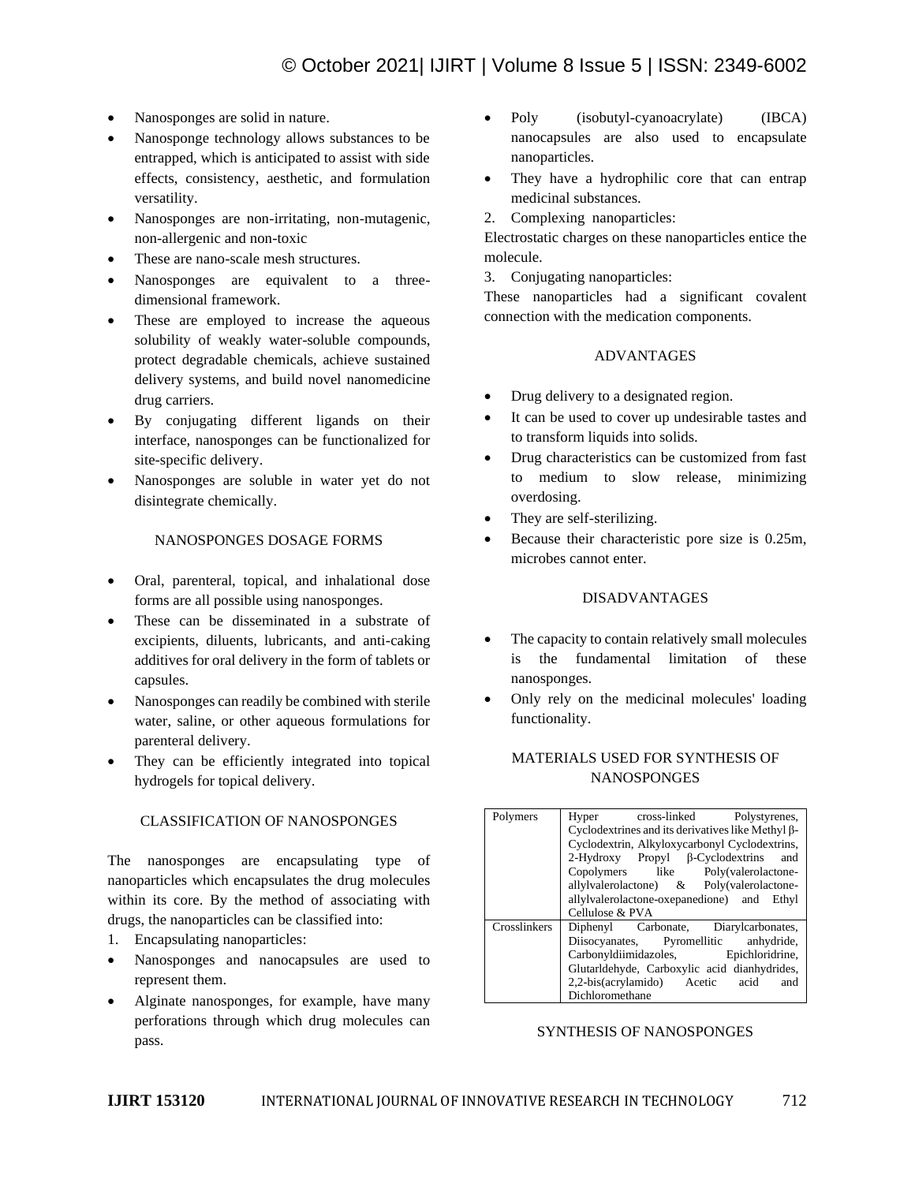- Nanosponges are solid in nature.
- Nanosponge technology allows substances to be entrapped, which is anticipated to assist with side effects, consistency, aesthetic, and formulation versatility.
- Nanosponges are non-irritating, non-mutagenic, non-allergenic and non-toxic
- These are nano-scale mesh structures.
- Nanosponges are equivalent to a three-dimensional framework.
- These are employed to increase the aqueous solubility of weakly water-soluble compounds, protect degradable chemicals, achieve sustained delivery systems, and build novel nanomedicine drug carriers.
- By conjugating different ligands on their interface, nanosponges can be functionalized for site-specific delivery.
- Nanosponges are soluble in water yet do not disintegrate chemically.

## NANOSPONGES DOSAGE FORMS

- Oral, parenteral, topical, and inhalational dose forms are all possible using nanosponges.
- These can be disseminated in a substrate of excipients, diluents, lubricants, and anti-caking additives for oral delivery in the form of tablets or capsules.
- Nanosponges can readily be combined with sterile water, saline, or other aqueous formulations for parenteral delivery.
- They can be efficiently integrated into topical hydrogels for topical delivery.

## CLASSIFICATION OF NANOSPONGES

The nanosponges are encapsulating type of nanoparticles which encapsulates the drug molecules within its core. By the method of associating with drugs, the nanoparticles can be classified into:

1. Encapsulating nanoparticles:

- Nanosponges and nanocapsules are used to represent them.
- Alginate nanosponges, for example, have many perforations through which drug molecules can pass.
- Poly (isobutyl-cyanoacrylate) (IBCA) nanocapsules are also used to encapsulate nanoparticles.
- They have a hydrophilic core that can entrap medicinal substances.

2. Complexing nanoparticles:

Electrostatic charges on these nanoparticles entice the molecule.

3. Conjugating nanoparticles:

These nanoparticles had a significant covalent connection with the medication components.

## ADVANTAGES

- Drug delivery to a designated region.
- It can be used to cover up undesirable tastes and to transform liquids into solids.
- Drug characteristics can be customized from fast to medium to slow release, minimizing overdosing.
- They are self-sterilizing.
- Because their characteristic pore size is 0.25m, microbes cannot enter.

## DISADVANTAGES

- The capacity to contain relatively small molecules is the fundamental limitation of these nanosponges.
- Only rely on the medicinal molecules' loading functionality.

## MATERIALS USED FOR SYNTHESIS OF NANOSPONGES

| | |
|---|---|
| Polymers | Hyper cross-linked Polystyrenes, Cyclodextrines and its derivatives like Methyl β-Cyclodextrin, Alkyloxycarbonyl Cyclodextrins, 2-Hydroxy Propyl β-Cyclodextrins and Copolymers like Poly(valerolactone-allylvalerolactone) & Poly(valerolactone-allylvalerolactone-oxepanedione) and Ethyl Cellulose & PVA |
| Crosslinkers | Diphenyl Carbonate, Diarylcarbonates, Diisocyanates, Pyromellitic anhydride, Carbonyldiimidazoles, Epichloridrine, Glutarldehyde, Carboxylic acid dianhydrides, 2,2-bis(acrylamido) Acetic acid and Dichloromethane |

## SYNTHESIS OF NANOSPONGES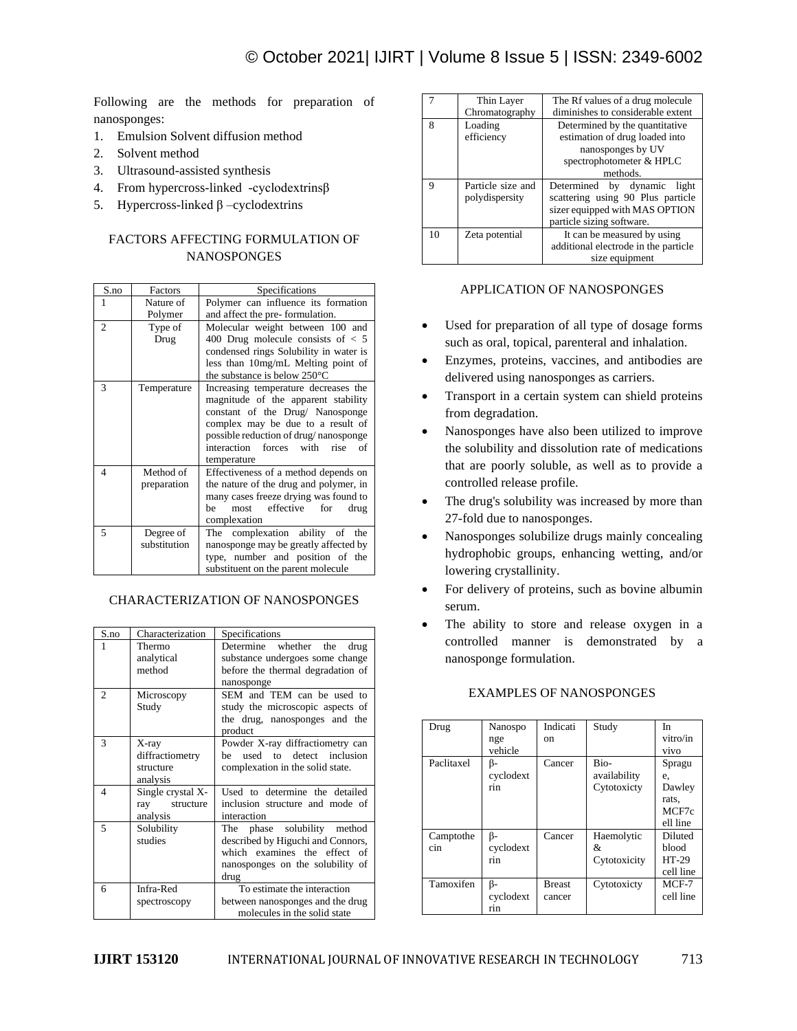Following are the methods for preparation of nanosponges:

1. Emulsion Solvent diffusion method
2. Solvent method
3. Ultrasound-assisted synthesis
4. From hypercross-linked -cyclodextrinsβ
5. Hypercross-linked β –cyclodextrins

## FACTORS AFFECTING FORMULATION OF NANOSPONGES

| S.no | Factors | Specifications |
|---|---|---|
| 1 | Nature of Polymer | Polymer can influence its formation and affect the pre- formulation. |
| 2 | Type of Drug | Molecular weight between 100 and 400 Drug molecule consists of < 5 condensed rings Solubility in water is less than 10mg/mL Melting point of the substance is below 250°C |
| 3 | Temperature | Increasing temperature decreases the magnitude of the apparent stability constant of the Drug/ Nanosponge complex may be due to a result of possible reduction of drug/ nanosponge interaction forces with rise of temperature |
| 4 | Method of preparation | Effectiveness of a method depends on the nature of the drug and polymer, in many cases freeze drying was found to be most effective for drug complexation |
| 5 | Degree of substitution | The complexation ability of the nanosponge may be greatly affected by type, number and position of the substituent on the parent molecule |

## CHARACTERIZATION OF NANOSPONGES

| S.no | Characterization | Specifications |
|---|---|---|
| 1 | Thermo analytical method | Determine whether the drug substance undergoes some change before the thermal degradation of nanosponge |
| 2 | Microscopy Study | SEM and TEM can be used to study the microscopic aspects of the drug, nanosponges and the product |
| 3 | X-ray diffractiometry structure analysis | Powder X-ray diffractiometry can be used to detect inclusion complexation in the solid state. |
| 4 | Single crystal X-ray structure analysis | Used to determine the detailed inclusion structure and mode of interaction |
| 5 | Solubility studies | The phase solubility method described by Higuchi and Connors, which examines the effect of nanosponges on the solubility of drug |
| 6 | Infra-Red spectroscopy | To estimate the interaction between nanosponges and the drug molecules in the solid state |
| 7 | Thin Layer Chromatography | The Rf values of a drug molecule diminishes to considerable extent |
| 8 | Loading efficiency | Determined by the quantitative estimation of drug loaded into nanosponges by UV spectrophotometer & HPLC methods. |
| 9 | Particle size and polydispersity | Determined by dynamic light scattering using 90 Plus particle sizer equipped with MAS OPTION particle sizing software. |
| 10 | Zeta potential | It can be measured by using additional electrode in the particle size equipment |

## APPLICATION OF NANOSPONGES

- Used for preparation of all type of dosage forms such as oral, topical, parenteral and inhalation.
- Enzymes, proteins, vaccines, and antibodies are delivered using nanosponges as carriers.
- Transport in a certain system can shield proteins from degradation.
- Nanosponges have also been utilized to improve the solubility and dissolution rate of medications that are poorly soluble, as well as to provide a controlled release profile.
- The drug's solubility was increased by more than 27-fold due to nanosponges.
- Nanosponges solubilize drugs mainly concealing hydrophobic groups, enhancing wetting, and/or lowering crystallinity.
- For delivery of proteins, such as bovine albumin serum.
- The ability to store and release oxygen in a controlled manner is demonstrated by a nanosponge formulation.

## EXAMPLES OF NANOSPONGES

| Drug | Nanosponge vehicle | Indication | Study | In vitro/in vivo |
|---|---|---|---|---|
| Paclitaxel | β-cyclodextrin | Cancer | Bio-availability Cytotoxicty | Sprague, Dawley rats, MCF7cell line |
| Camptothecin | β-cyclodextrin | Cancer | Haemolytic & Cytotoxicity | Diluted blood HT-29 cell line |
| Tamoxifen | β-cyclodextrin | Breast cancer | Cytotoxicty | MCF-7 cell line |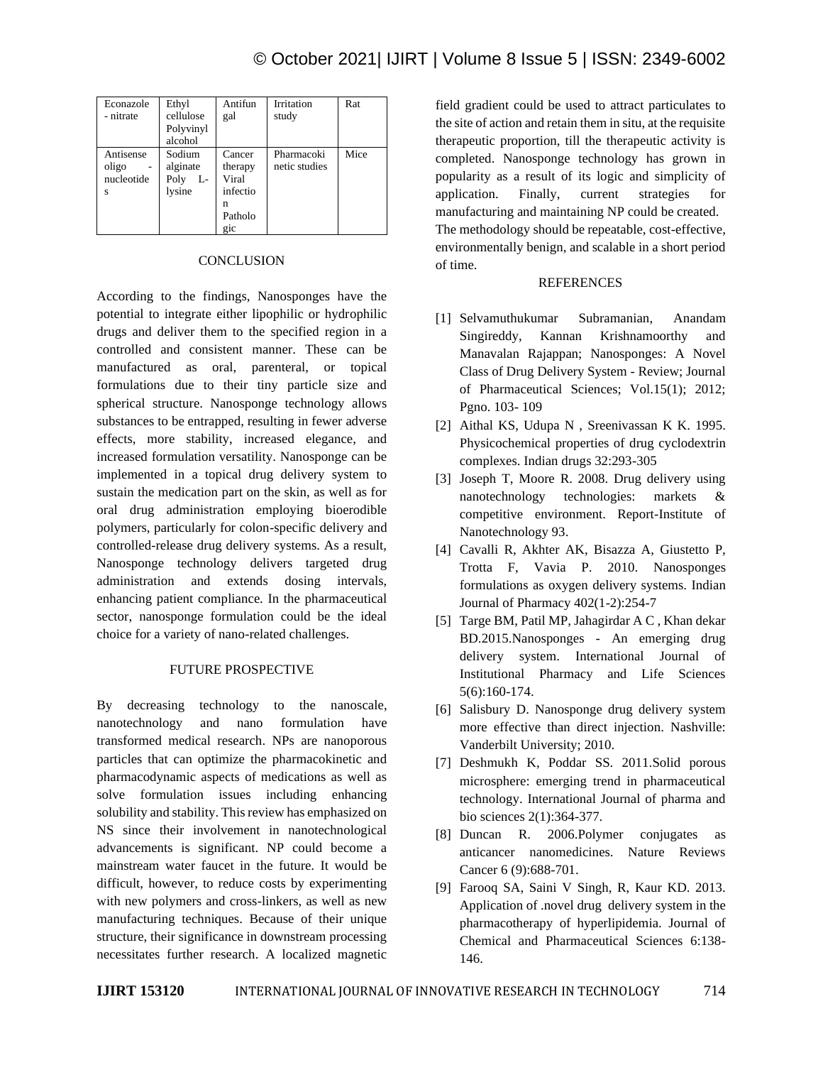| Econazole - nitrate | Ethyl cellulose Polyvinyl alcohol | Antifungal | Irritation study | Rat |
|---|---|---|---|---|
| Antisense oligo - nucleotides | Sodium alginate Poly L-lysine | Cancer therapy Viral infection Pathologic | Pharmacokinetic studies | Mice |

## CONCLUSION

According to the findings, Nanosponges have the potential to integrate either lipophilic or hydrophilic drugs and deliver them to the specified region in a controlled and consistent manner. These can be manufactured as oral, parenteral, or topical formulations due to their tiny particle size and spherical structure. Nanosponge technology allows substances to be entrapped, resulting in fewer adverse effects, more stability, increased elegance, and increased formulation versatility. Nanosponge can be implemented in a topical drug delivery system to sustain the medication part on the skin, as well as for oral drug administration employing bioerodible polymers, particularly for colon-specific delivery and controlled-release drug delivery systems. As a result, Nanosponge technology delivers targeted drug administration and extends dosing intervals, enhancing patient compliance. In the pharmaceutical sector, nanosponge formulation could be the ideal choice for a variety of nano-related challenges.

## FUTURE PROSPECTIVE

By decreasing technology to the nanoscale, nanotechnology and nano formulation have transformed medical research. NPs are nanoporous particles that can optimize the pharmacokinetic and pharmacodynamic aspects of medications as well as solve formulation issues including enhancing solubility and stability. This review has emphasized on NS since their involvement in nanotechnological advancements is significant. NP could become a mainstream water faucet in the future. It would be difficult, however, to reduce costs by experimenting with new polymers and cross-linkers, as well as new manufacturing techniques. Because of their unique structure, their significance in downstream processing necessitates further research. A localized magnetic field gradient could be used to attract particulates to the site of action and retain them in situ, at the requisite therapeutic proportion, till the therapeutic activity is completed. Nanosponge technology has grown in popularity as a result of its logic and simplicity of application. Finally, current strategies for manufacturing and maintaining NP could be created.
The methodology should be repeatable, cost-effective, environmentally benign, and scalable in a short period of time.

## REFERENCES

[1] Selvamuthukumar Subramanian, Anandam Singireddy, Kannan Krishnamoorthy and Manavalan Rajappan; Nanosponges: A Novel Class of Drug Delivery System - Review; Journal of Pharmaceutical Sciences; Vol.15(1); 2012; Pgno. 103- 109

[2] Aithal KS, Udupa N , Sreenivassan K K. 1995. Physicochemical properties of drug cyclodextrin complexes. Indian drugs 32:293-305

[3] Joseph T, Moore R. 2008. Drug delivery using nanotechnology technologies: markets & competitive environment. Report-Institute of Nanotechnology 93.

[4] Cavalli R, Akhter AK, Bisazza A, Giustetto P, Trotta F, Vavia P. 2010. Nanosponges formulations as oxygen delivery systems. Indian Journal of Pharmacy 402(1-2):254-7

[5] Targe BM, Patil MP, Jahagirdar A C , Khan dekar BD.2015.Nanosponges - An emerging drug delivery system. International Journal of Institutional Pharmacy and Life Sciences 5(6):160-174.

[6] Salisbury D. Nanosponge drug delivery system more effective than direct injection. Nashville: Vanderbilt University; 2010.

[7] Deshmukh K, Poddar SS. 2011.Solid porous microsphere: emerging trend in pharmaceutical technology. International Journal of pharma and bio sciences 2(1):364-377.

[8] Duncan R. 2006.Polymer conjugates as anticancer nanomedicines. Nature Reviews Cancer 6 (9):688-701.

[9] Farooq SA, Saini V Singh, R, Kaur KD. 2013. Application of .novel drug delivery system in the pharmacotherapy of hyperlipidemia. Journal of Chemical and Pharmaceutical Sciences 6:138-146.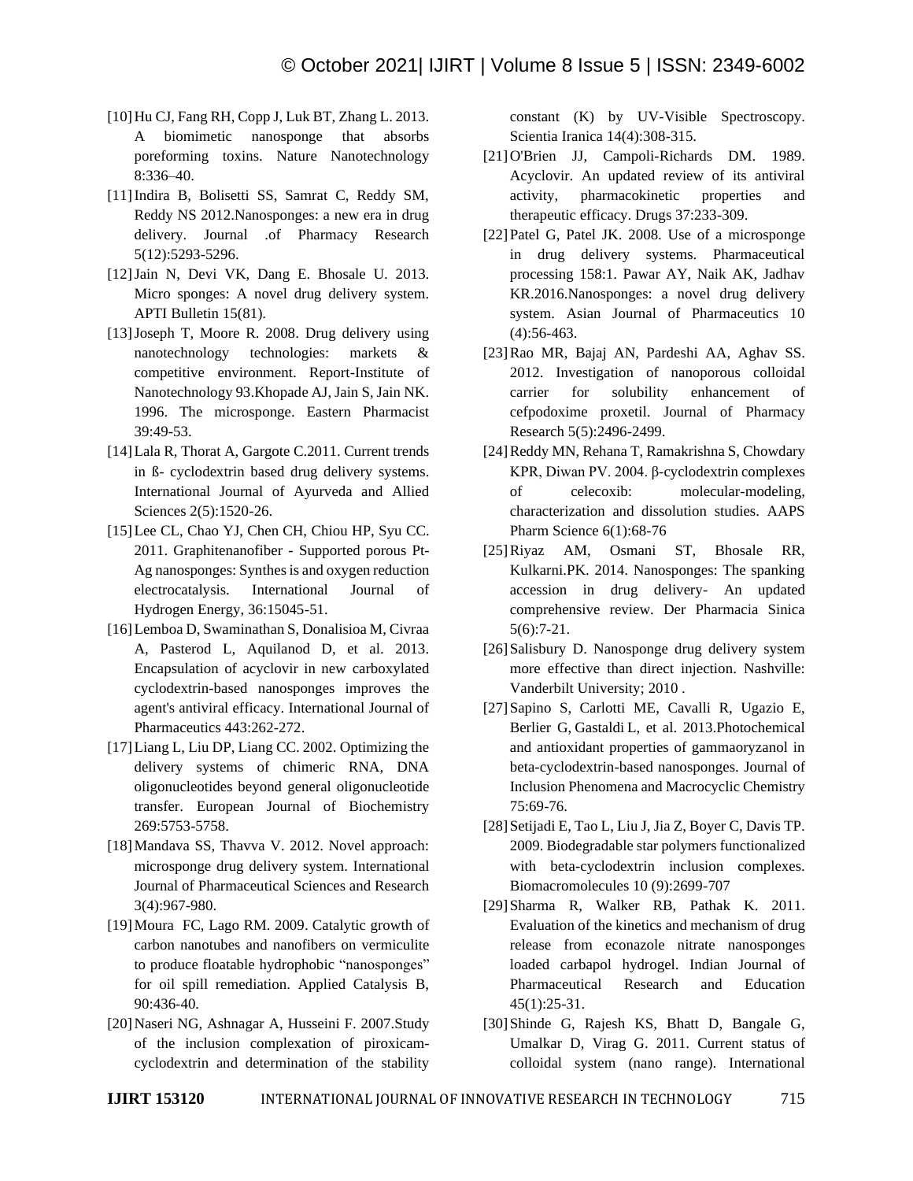[10] Hu CJ, Fang RH, Copp J, Luk BT, Zhang L. 2013. A biomimetic nanosponge that absorbs poreforming toxins. Nature Nanotechnology 8:336–40.

[11] Indira B, Bolisetti SS, Samrat C, Reddy SM, Reddy NS 2012.Nanosponges: a new era in drug delivery. Journal .of Pharmacy Research 5(12):5293-5296.

[12] Jain N, Devi VK, Dang E. Bhosale U. 2013. Micro sponges: A novel drug delivery system. APTI Bulletin 15(81).

[13] Joseph T, Moore R. 2008. Drug delivery using nanotechnology technologies: markets & competitive environment. Report-Institute of Nanotechnology 93.Khopade AJ, Jain S, Jain NK. 1996. The microsponge. Eastern Pharmacist 39:49-53.

[14] Lala R, Thorat A, Gargote C.2011. Current trends in ß- cyclodextrin based drug delivery systems. International Journal of Ayurveda and Allied Sciences 2(5):1520-26.

[15] Lee CL, Chao YJ, Chen CH, Chiou HP, Syu CC. 2011. Graphitenanofiber - Supported porous Pt-Ag nanosponges: Synthes is and oxygen reduction electrocatalysis. International Journal of Hydrogen Energy, 36:15045-51.

[16] Lemboa D, Swaminathan S, Donalisioa M, Civraa A, Pasterod L, Aquilanod D, et al. 2013. Encapsulation of acyclovir in new carboxylated cyclodextrin-based nanosponges improves the agent's antiviral efficacy. International Journal of Pharmaceutics 443:262-272.

[17] Liang L, Liu DP, Liang CC. 2002. Optimizing the delivery systems of chimeric RNA, DNA oligonucleotides beyond general oligonucleotide transfer. European Journal of Biochemistry 269:5753-5758.

[18] Mandava SS, Thavva V. 2012. Novel approach: microsponge drug delivery system. International Journal of Pharmaceutical Sciences and Research 3(4):967-980.

[19] Moura FC, Lago RM. 2009. Catalytic growth of carbon nanotubes and nanofibers on vermiculite to produce floatable hydrophobic "nanosponges" for oil spill remediation. Applied Catalysis B, 90:436-40.

[20] Naseri NG, Ashnagar A, Husseini F. 2007.Study of the inclusion complexation of piroxicam-cyclodextrin and determination of the stability constant (K) by UV-Visible Spectroscopy. Scientia Iranica 14(4):308-315.

[21] O'Brien JJ, Campoli-Richards DM. 1989. Acyclovir. An updated review of its antiviral activity, pharmacokinetic properties and therapeutic efficacy. Drugs 37:233-309.

[22] Patel G, Patel JK. 2008. Use of a microsponge in drug delivery systems. Pharmaceutical processing 158:1. Pawar AY, Naik AK, Jadhav KR.2016.Nanosponges: a novel drug delivery system. Asian Journal of Pharmaceutics 10 (4):56-463.

[23] Rao MR, Bajaj AN, Pardeshi AA, Aghav SS. 2012. Investigation of nanoporous colloidal carrier for solubility enhancement of cefpodoxime proxetil. Journal of Pharmacy Research 5(5):2496-2499.

[24] Reddy MN, Rehana T, Ramakrishna S, Chowdary KPR, Diwan PV. 2004. β-cyclodextrin complexes of celecoxib: molecular-modeling, characterization and dissolution studies. AAPS Pharm Science 6(1):68-76

[25] Riyaz AM, Osmani ST, Bhosale RR, Kulkarni.PK. 2014. Nanosponges: The spanking accession in drug delivery- An updated comprehensive review. Der Pharmacia Sinica 5(6):7-21.

[26] Salisbury D. Nanosponge drug delivery system more effective than direct injection. Nashville: Vanderbilt University; 2010 .

[27] Sapino S, Carlotti ME, Cavalli R, Ugazio E, Berlier G, Gastaldi L, et al. 2013.Photochemical and antioxidant properties of gammaoryzanol in beta-cyclodextrin-based nanosponges. Journal of Inclusion Phenomena and Macrocyclic Chemistry 75:69-76.

[28] Setijadi E, Tao L, Liu J, Jia Z, Boyer C, Davis TP. 2009. Biodegradable star polymers functionalized with beta-cyclodextrin inclusion complexes. Biomacromolecules 10 (9):2699-707

[29] Sharma R, Walker RB, Pathak K. 2011. Evaluation of the kinetics and mechanism of drug release from econazole nitrate nanosponges loaded carbapol hydrogel. Indian Journal of Pharmaceutical Research and Education 45(1):25-31.

[30] Shinde G, Rajesh KS, Bhatt D, Bangale G, Umalkar D, Virag G. 2011. Current status of colloidal system (nano range). International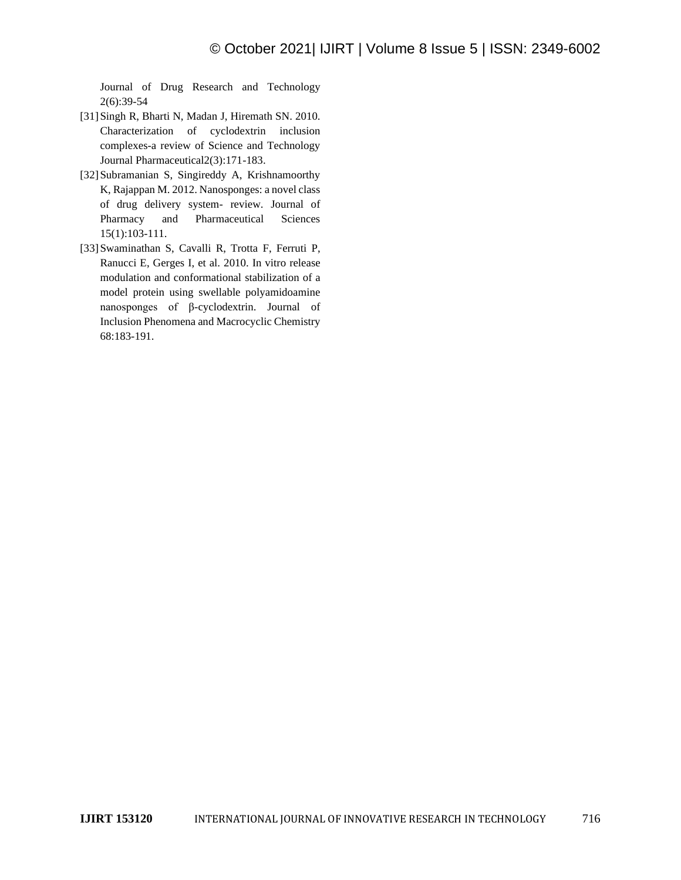Journal of Drug Research and Technology 2(6):39-54

[31] Singh R, Bharti N, Madan J, Hiremath SN. 2010. Characterization of cyclodextrin inclusion complexes-a review of Science and Technology Journal Pharmaceutical2(3):171-183.

[32] Subramanian S, Singireddy A, Krishnamoorthy K, Rajappan M. 2012. Nanosponges: a novel class of drug delivery system- review. Journal of Pharmacy and Pharmaceutical Sciences 15(1):103-111.

[33] Swaminathan S, Cavalli R, Trotta F, Ferruti P, Ranucci E, Gerges I, et al. 2010. In vitro release modulation and conformational stabilization of a model protein using swellable polyamidoamine nanosponges of β-cyclodextrin. Journal of Inclusion Phenomena and Macrocyclic Chemistry 68:183-191.